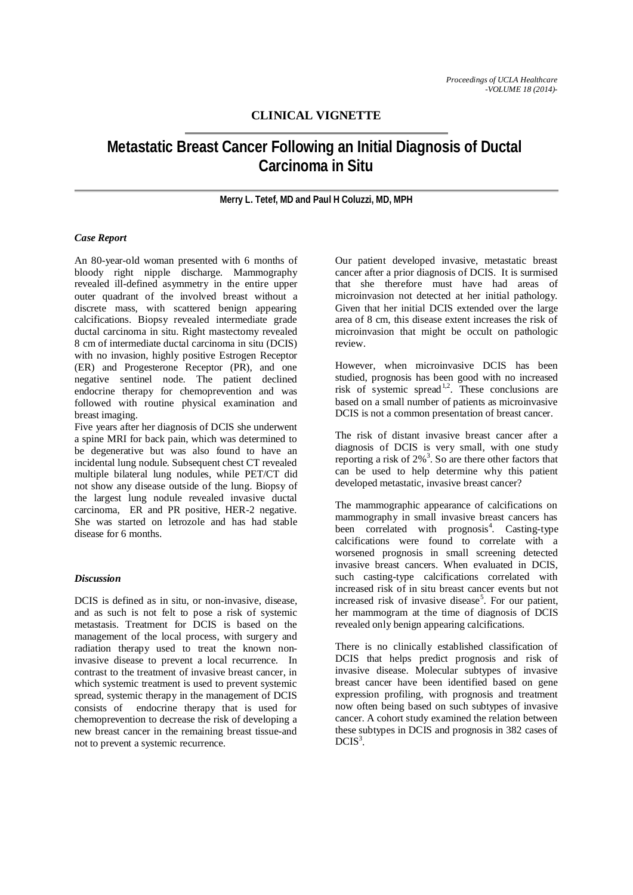## CLINICAL VIGNETTE

# Metastatic Breast Cancer Following an Initial Diagnosis of Ductal Carcinoma in Situ

**Merry L. Tetef, MD and Paul H Coluzzi, MD, MPH**

### *Case Report*

An 80-year-old woman presented with 6 months of bloody right nipple discharge. Mammography revealed ill-defined asymmetry in the entire upper outer quadrant of the involved breast without a discrete mass, with scattered benign appearing calcifications. Biopsy revealed intermediate grade ductal carcinoma in situ. Right mastectomy revealed 8 cm of intermediate ductal carcinoma in situ (DCIS) with no invasion, highly positive Estrogen Receptor (ER) and Progesterone Receptor (PR), and one negative sentinel node. The patient declined endocrine therapy for chemoprevention and was followed with routine physical examination and breast imaging.

Five years after her diagnosis of DCIS she underwent a spine MRI for back pain, which was determined to be degenerative but was also found to have an incidental lung nodule. Subsequent chest CT revealed multiple bilateral lung nodules, while PET/CT did not show any disease outside of the lung. Biopsy of the largest lung nodule revealed invasive ductal carcinoma, ER and PR positive, HER-2 negative. She was started on letrozole and has had stable disease for 6 months.

### *Discussion*

DCIS is defined as in situ, or non-invasive, disease, and as such is not felt to pose a risk of systemic metastasis. Treatment for DCIS is based on the management of the local process, with surgery and radiation therapy used to treat the known non-invasive disease to prevent a local recurrence. In contrast to the treatment of invasive breast cancer, in which systemic treatment is used to prevent systemic spread, systemic therapy in the management of DCIS consists of endocrine therapy that is used for chemoprevention to decrease the risk of developing a new breast cancer in the remaining breast tissue-and not to prevent a systemic recurrence.

Our patient developed invasive, metastatic breast cancer after a prior diagnosis of DCIS. It is surmised that she therefore must have had areas of microinvasion not detected at her initial pathology. Given that her initial DCIS extended over the large area of 8 cm, this disease extent increases the risk of microinvasion that might be occult on pathologic review.

However, when microinvasive DCIS has been studied, prognosis has been good with no increased risk of systemic spread[1,2]. These conclusions are based on a small number of patients as microinvasive DCIS is not a common presentation of breast cancer.

The risk of distant invasive breast cancer after a diagnosis of DCIS is very small, with one study reporting a risk of 2%[3]. So are there other factors that can be used to help determine why this patient developed metastatic, invasive breast cancer?

The mammographic appearance of calcifications on mammography in small invasive breast cancers has been correlated with prognosis[4]. Casting-type calcifications were found to correlate with a worsened prognosis in small screening detected invasive breast cancers. When evaluated in DCIS, such casting-type calcifications correlated with increased risk of in situ breast cancer events but not increased risk of invasive disease[5]. For our patient, her mammogram at the time of diagnosis of DCIS revealed only benign appearing calcifications.

There is no clinically established classification of DCIS that helps predict prognosis and risk of invasive disease. Molecular subtypes of invasive breast cancer have been identified based on gene expression profiling, with prognosis and treatment now often being based on such subtypes of invasive cancer. A cohort study examined the relation between these subtypes in DCIS and prognosis in 382 cases of DCIS[3].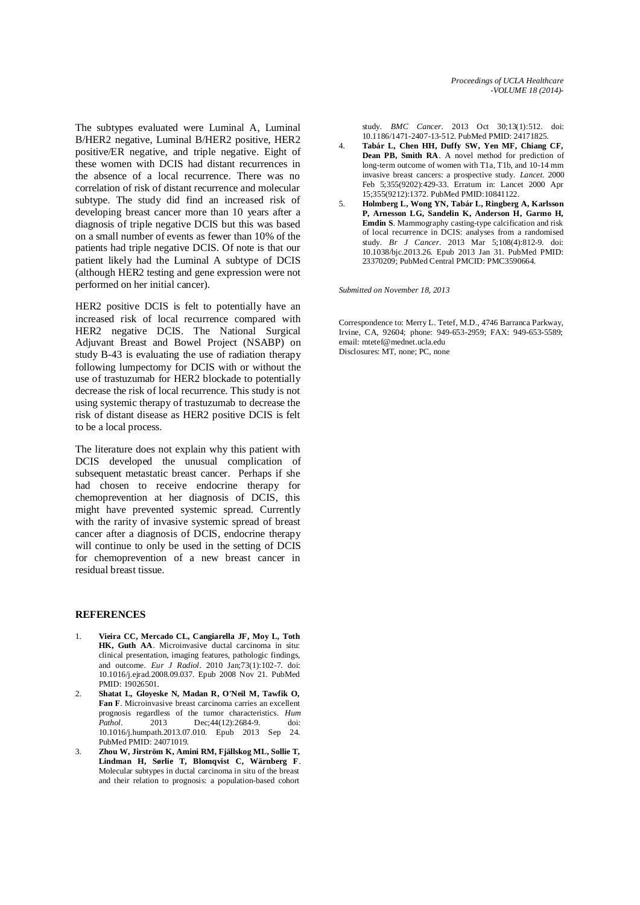The subtypes evaluated were Luminal A, Luminal B/HER2 negative, Luminal B/HER2 positive, HER2 positive/ER negative, and triple negative. Eight of these women with DCIS had distant recurrences in the absence of a local recurrence. There was no correlation of risk of distant recurrence and molecular subtype. The study did find an increased risk of developing breast cancer more than 10 years after a diagnosis of triple negative DCIS but this was based on a small number of events as fewer than 10% of the patients had triple negative DCIS. Of note is that our patient likely had the Luminal A subtype of DCIS (although HER2 testing and gene expression were not performed on her initial cancer).

HER2 positive DCIS is felt to potentially have an increased risk of local recurrence compared with HER2 negative DCIS. The National Surgical Adjuvant Breast and Bowel Project (NSABP) on study B-43 is evaluating the use of radiation therapy following lumpectomy for DCIS with or without the use of trastuzumab for HER2 blockade to potentially decrease the risk of local recurrence. This study is not using systemic therapy of trastuzumab to decrease the risk of distant disease as HER2 positive DCIS is felt to be a local process.

The literature does not explain why this patient with DCIS developed the unusual complication of subsequent metastatic breast cancer. Perhaps if she had chosen to receive endocrine therapy for chemoprevention at her diagnosis of DCIS, this might have prevented systemic spread. Currently with the rarity of invasive systemic spread of breast cancer after a diagnosis of DCIS, endocrine therapy will continue to only be used in the setting of DCIS for chemoprevention of a new breast cancer in residual breast tissue.

## REFERENCES

1. **Vieira CC, Mercado CL, Cangiarella JF, Moy L, Toth HK, Guth AA**. Microinvasive ductal carcinoma in situ: clinical presentation, imaging features, pathologic findings, and outcome. *Eur J Radiol*. 2010 Jan;73(1):102-7. doi: 10.1016/j.ejrad.2008.09.037. Epub 2008 Nov 21. PubMed PMID: 19026501.
2. **Shatat L, Gloyeske N, Madan R, O'Neil M, Tawfik O, Fan F**. Microinvasive breast carcinoma carries an excellent prognosis regardless of the tumor characteristics. *Hum Pathol*. 2013 Dec;44(12):2684-9. doi: 10.1016/j.humpath.2013.07.010. Epub 2013 Sep 24. PubMed PMID: 24071019.
3. **Zhou W, Jirström K, Amini RM, Fjällskog ML, Sollie T, Lindman H, Sørlie T, Blomqvist C, Wärnberg F**. Molecular subtypes in ductal carcinoma in situ of the breast and their relation to prognosis: a population-based cohort study. *BMC Cancer*. 2013 Oct 30;13(1):512. doi: 10.1186/1471-2407-13-512. PubMed PMID: 24171825.
4. **Tabár L, Chen HH, Duffy SW, Yen MF, Chiang CF, Dean PB, Smith RA**. A novel method for prediction of long-term outcome of women with T1a, T1b, and 10-14 mm invasive breast cancers: a prospective study. *Lancet*. 2000 Feb 5;355(9202):429-33. Erratum in: Lancet 2000 Apr 15;355(9212):1372. PubMed PMID:10841122.
5. **Holmberg L, Wong YN, Tabár L, Ringberg A, Karlsson P, Arnesson LG, Sandelin K, Anderson H, Garmo H, Emdin S**. Mammography casting-type calcification and risk of local recurrence in DCIS: analyses from a randomised study. *Br J Cancer*. 2013 Mar 5;108(4):812-9. doi: 10.1038/bjc.2013.26. Epub 2013 Jan 31. PubMed PMID: 23370209; PubMed Central PMCID: PMC3590664.

*Submitted on November 18, 2013*

Correspondence to: Merry L. Tetef, M.D., 4746 Barranca Parkway, Irvine, CA, 92604; phone: 949-653-2959; FAX: 949-653-5589; email: mtetef@mednet.ucla.edu
Disclosures: MT, none; PC, none